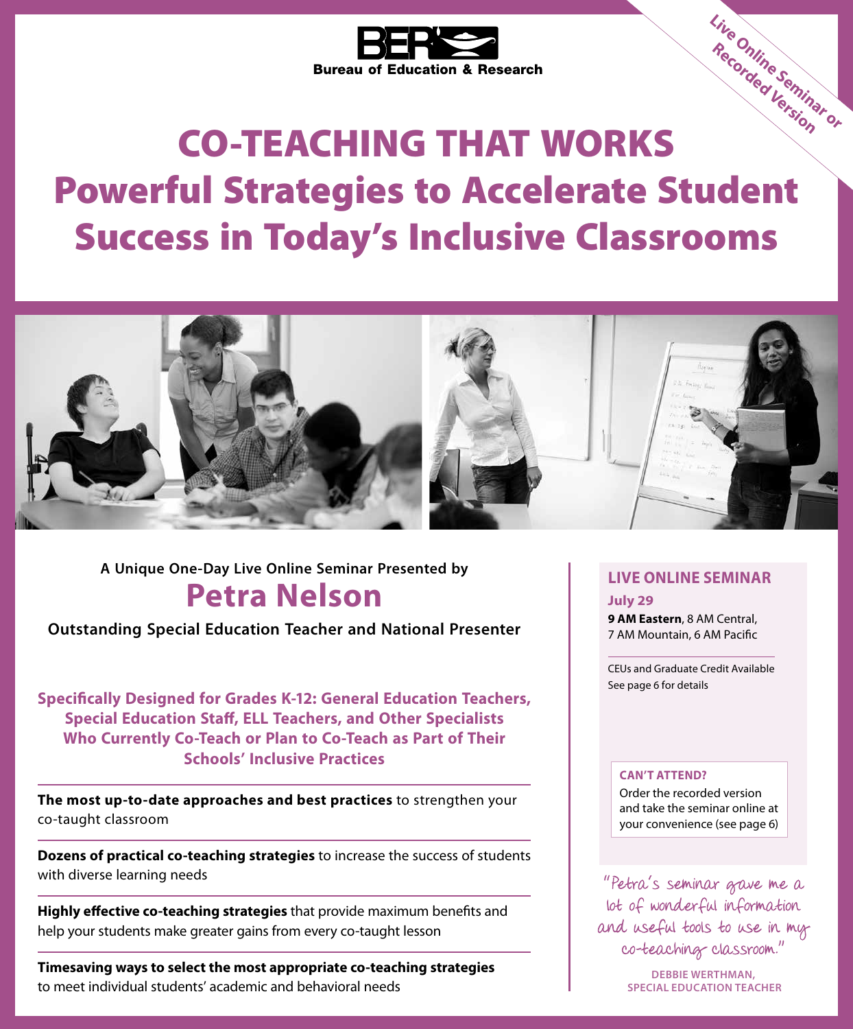BER Bureau of Education & Research

Live Online Seminar or Recorded Version

# CO-TEACHING THAT WORKS

## Powerful Strategies to Accelerate Student Success in Today's Inclusive Classrooms

**A Unique One-Day Live Online Seminar Presented by**

## Petra Nelson

**Outstanding Special Education Teacher and National Presenter**

**Specifically Designed for Grades K-12: General Education Teachers, Special Education Staff, ELL Teachers, and Other Specialists Who Currently Co-Teach or Plan to Co-Teach as Part of Their Schools' Inclusive Practices**

**The most up-to-date approaches and best practices** to strengthen your co-taught classroom

**Dozens of practical co-teaching strategies** to increase the success of students with diverse learning needs

**Highly effective co-teaching strategies** that provide maximum benefits and help your students make greater gains from every co-taught lesson

**Timesaving ways to select the most appropriate co-teaching strategies** to meet individual students' academic and behavioral needs

### LIVE ONLINE SEMINAR

**July 29**

**9 AM Eastern**, 8 AM Central, 7 AM Mountain, 6 AM Pacific

CEUs and Graduate Credit Available
See page 6 for details

**CAN'T ATTEND?**
Order the recorded version and take the seminar online at your convenience (see page 6)

"Petra's seminar gave me a lot of wonderful information and useful tools to use in my co-teaching classroom."

**DEBBIE WERTHMAN, SPECIAL EDUCATION TEACHER**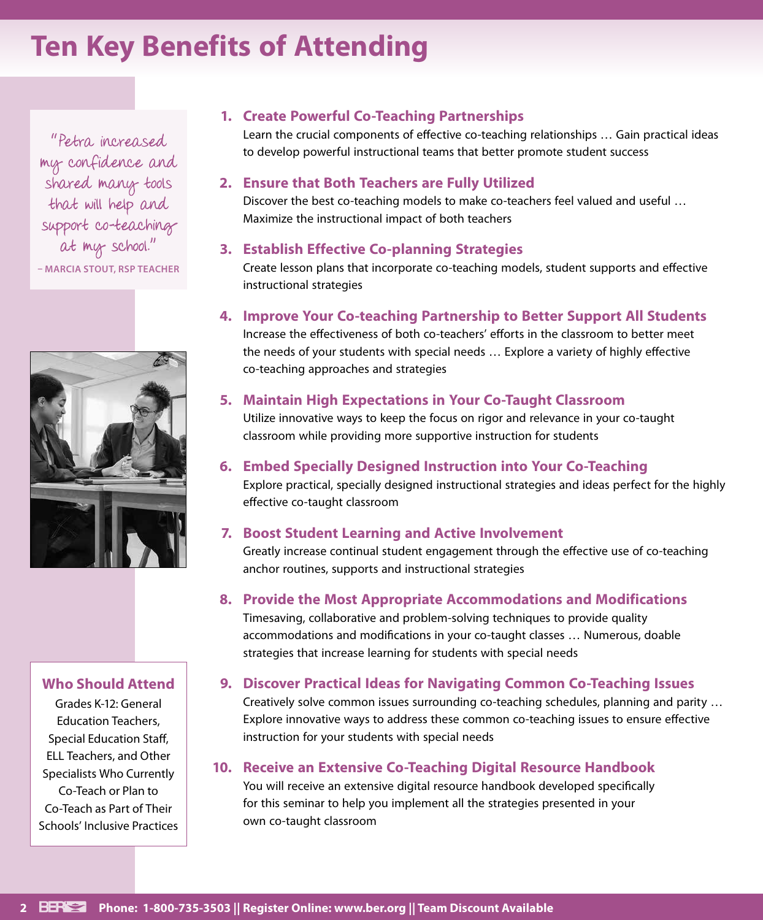# Ten Key Benefits of Attending

"Petra increased my confidence and shared many tools that will help and support co-teaching at my school."

– MARCIA STOUT, RSP TEACHER

### Who Should Attend

Grades K-12: General Education Teachers, Special Education Staff, ELL Teachers, and Other Specialists Who Currently Co-Teach or Plan to Co-Teach as Part of Their Schools' Inclusive Practices

1. **Create Powerful Co-Teaching Partnerships**
   Learn the crucial components of effective co-teaching relationships … Gain practical ideas to develop powerful instructional teams that better promote student success

2. **Ensure that Both Teachers are Fully Utilized**
   Discover the best co-teaching models to make co-teachers feel valued and useful … Maximize the instructional impact of both teachers

3. **Establish Effective Co-planning Strategies**
   Create lesson plans that incorporate co-teaching models, student supports and effective instructional strategies

4. **Improve Your Co-teaching Partnership to Better Support All Students**
   Increase the effectiveness of both co-teachers' efforts in the classroom to better meet the needs of your students with special needs … Explore a variety of highly effective co-teaching approaches and strategies

5. **Maintain High Expectations in Your Co-Taught Classroom**
   Utilize innovative ways to keep the focus on rigor and relevance in your co-taught classroom while providing more supportive instruction for students

6. **Embed Specially Designed Instruction into Your Co-Teaching**
   Explore practical, specially designed instructional strategies and ideas perfect for the highly effective co-taught classroom

7. **Boost Student Learning and Active Involvement**
   Greatly increase continual student engagement through the effective use of co-teaching anchor routines, supports and instructional strategies

8. **Provide the Most Appropriate Accommodations and Modifications**
   Timesaving, collaborative and problem-solving techniques to provide quality accommodations and modifications in your co-taught classes … Numerous, doable strategies that increase learning for students with special needs

9. **Discover Practical Ideas for Navigating Common Co-Teaching Issues**
   Creatively solve common issues surrounding co-teaching schedules, planning and parity … Explore innovative ways to address these common co-teaching issues to ensure effective instruction for your students with special needs

10. **Receive an Extensive Co-Teaching Digital Resource Handbook**
    You will receive an extensive digital resource handbook developed specifically for this seminar to help you implement all the strategies presented in your own co-taught classroom

**Phone: 1-800-735-3503 || Register Online: www.ber.org || Team Discount Available**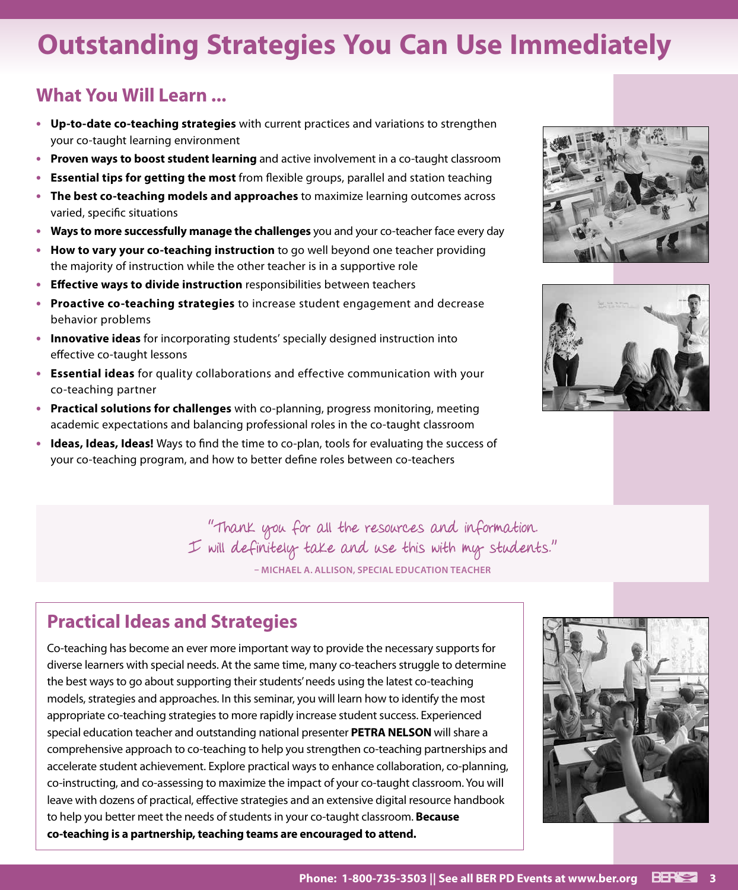# Outstanding Strategies You Can Use Immediately

## What You Will Learn ...

- **Up-to-date co-teaching strategies** with current practices and variations to strengthen your co-taught learning environment
- **Proven ways to boost student learning** and active involvement in a co-taught classroom
- **Essential tips for getting the most** from flexible groups, parallel and station teaching
- **The best co-teaching models and approaches** to maximize learning outcomes across varied, specific situations
- **Ways to more successfully manage the challenges** you and your co-teacher face every day
- **How to vary your co-teaching instruction** to go well beyond one teacher providing the majority of instruction while the other teacher is in a supportive role
- **Effective ways to divide instruction** responsibilities between teachers
- **Proactive co-teaching strategies** to increase student engagement and decrease behavior problems
- **Innovative ideas** for incorporating students' specially designed instruction into effective co-taught lessons
- **Essential ideas** for quality collaborations and effective communication with your co-teaching partner
- **Practical solutions for challenges** with co-planning, progress monitoring, meeting academic expectations and balancing professional roles in the co-taught classroom
- **Ideas, Ideas, Ideas!** Ways to find the time to co-plan, tools for evaluating the success of your co-teaching program, and how to better define roles between co-teachers

"Thank you for all the resources and information. I will definitely take and use this with my students."

– MICHAEL A. ALLISON, SPECIAL EDUCATION TEACHER

## Practical Ideas and Strategies

Co-teaching has become an ever more important way to provide the necessary supports for diverse learners with special needs. At the same time, many co-teachers struggle to determine the best ways to go about supporting their students' needs using the latest co-teaching models, strategies and approaches. In this seminar, you will learn how to identify the most appropriate co-teaching strategies to more rapidly increase student success. Experienced special education teacher and outstanding national presenter **PETRA NELSON** will share a comprehensive approach to co-teaching to help you strengthen co-teaching partnerships and accelerate student achievement. Explore practical ways to enhance collaboration, co-planning, co-instructing, and co-assessing to maximize the impact of your co-taught classroom. You will leave with dozens of practical, effective strategies and an extensive digital resource handbook to help you better meet the needs of students in your co-taught classroom. **Because co-teaching is a partnership, teaching teams are encouraged to attend.**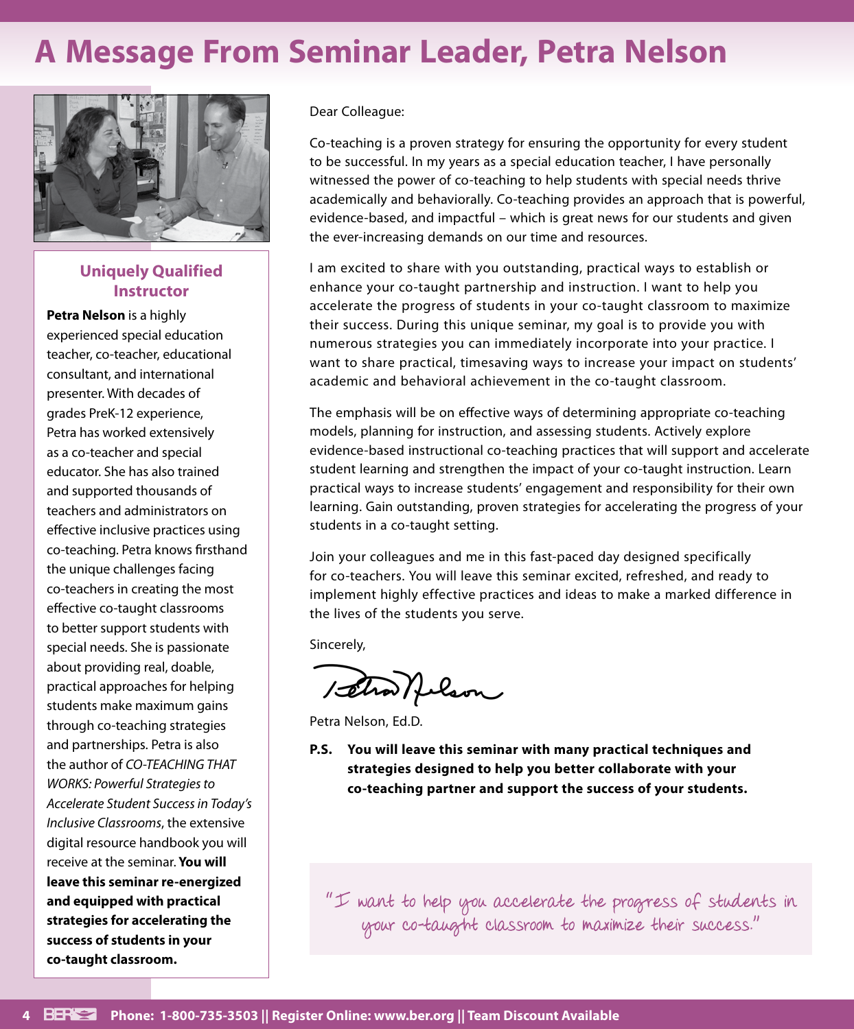# A Message From Seminar Leader, Petra Nelson

### Uniquely Qualified Instructor

**Petra Nelson** is a highly experienced special education teacher, co-teacher, educational consultant, and international presenter. With decades of grades PreK-12 experience, Petra has worked extensively as a co-teacher and special educator. She has also trained and supported thousands of teachers and administrators on effective inclusive practices using co-teaching. Petra knows firsthand the unique challenges facing co-teachers in creating the most effective co-taught classrooms to better support students with special needs. She is passionate about providing real, doable, practical approaches for helping students make maximum gains through co-teaching strategies and partnerships. Petra is also the author of *CO-TEACHING THAT WORKS: Powerful Strategies to Accelerate Student Success in Today's Inclusive Classrooms*, the extensive digital resource handbook you will receive at the seminar. **You will leave this seminar re-energized and equipped with practical strategies for accelerating the success of students in your co-taught classroom.**

Dear Colleague:

Co-teaching is a proven strategy for ensuring the opportunity for every student to be successful. In my years as a special education teacher, I have personally witnessed the power of co-teaching to help students with special needs thrive academically and behaviorally. Co-teaching provides an approach that is powerful, evidence-based, and impactful – which is great news for our students and given the ever-increasing demands on our time and resources.

I am excited to share with you outstanding, practical ways to establish or enhance your co-taught partnership and instruction. I want to help you accelerate the progress of students in your co-taught classroom to maximize their success. During this unique seminar, my goal is to provide you with numerous strategies you can immediately incorporate into your practice. I want to share practical, timesaving ways to increase your impact on students' academic and behavioral achievement in the co-taught classroom.

The emphasis will be on effective ways of determining appropriate co-teaching models, planning for instruction, and assessing students. Actively explore evidence-based instructional co-teaching practices that will support and accelerate student learning and strengthen the impact of your co-taught instruction. Learn practical ways to increase students' engagement and responsibility for their own learning. Gain outstanding, proven strategies for accelerating the progress of your students in a co-taught setting.

Join your colleagues and me in this fast-paced day designed specifically for co-teachers. You will leave this seminar excited, refreshed, and ready to implement highly effective practices and ideas to make a marked difference in the lives of the students you serve.

Sincerely,

Petra Nelson

Petra Nelson, Ed.D.

**P.S. You will leave this seminar with many practical techniques and strategies designed to help you better collaborate with your co-teaching partner and support the success of your students.**

"I want to help you accelerate the progress of students in your co-taught classroom to maximize their success."

**Phone: 1-800-735-3503 || Register Online: www.ber.org || Team Discount Available**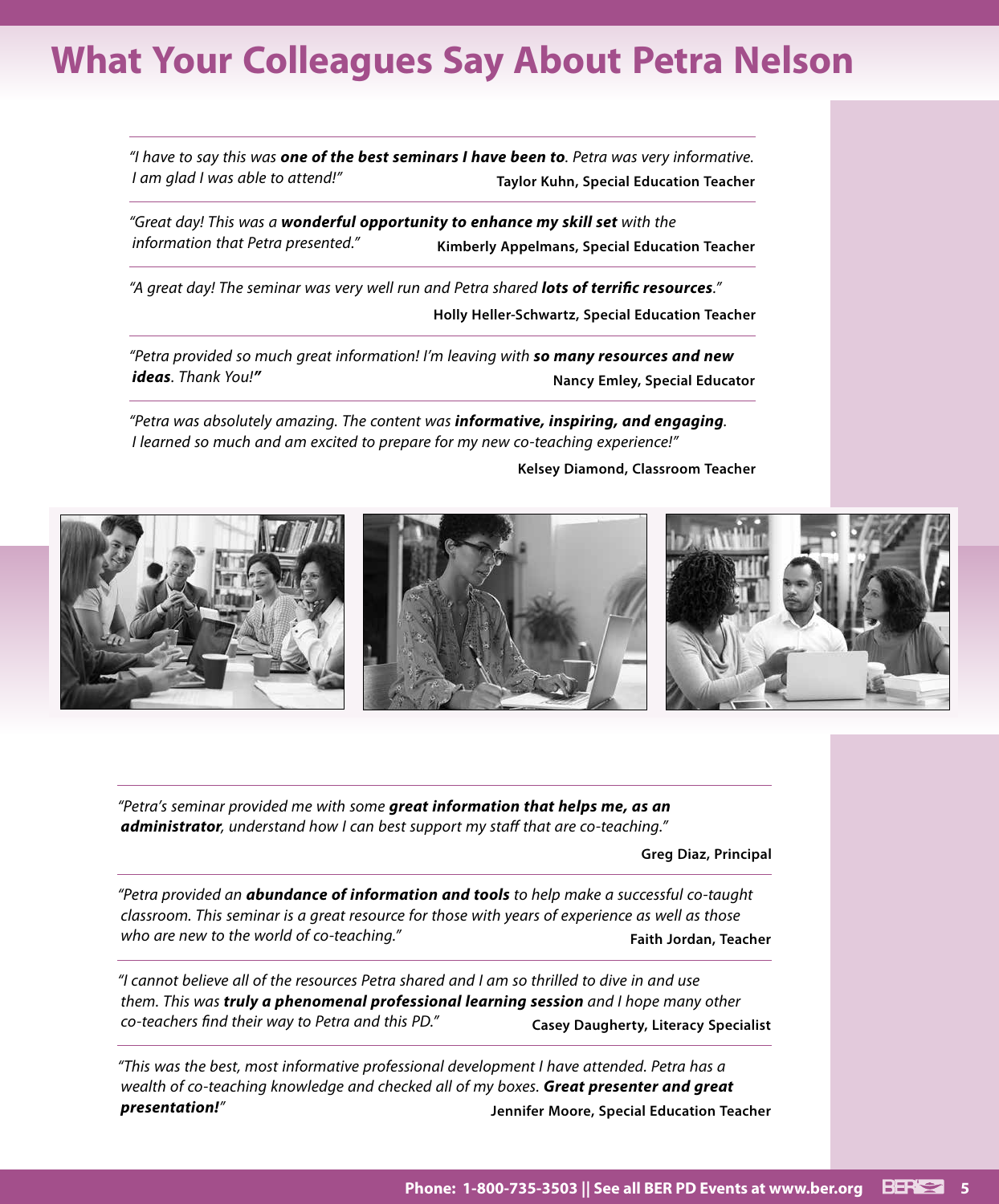# What Your Colleagues Say About Petra Nelson

*"I have to say this was **one of the best seminars I have been to**. Petra was very informative. I am glad I was able to attend!"*

**Taylor Kuhn, Special Education Teacher**

---

*"Great day! This was a **wonderful opportunity to enhance my skill set** with the information that Petra presented."*

**Kimberly Appelmans, Special Education Teacher**

---

*"A great day! The seminar was very well run and Petra shared **lots of terrific resources**."*

**Holly Heller-Schwartz, Special Education Teacher**

---

*"Petra provided so much great information! I'm leaving with **so many resources and new ideas**. Thank You!"*

**Nancy Emley, Special Educator**

---

*"Petra was absolutely amazing. The content was **informative, inspiring, and engaging**. I learned so much and am excited to prepare for my new co-teaching experience!"*

**Kelsey Diamond, Classroom Teacher**

---

*"Petra's seminar provided me with some **great information that helps me, as an administrator**, understand how I can best support my staff that are co-teaching."*

**Greg Diaz, Principal**

---

*"Petra provided an **abundance of information and tools** to help make a successful co-taught classroom. This seminar is a great resource for those with years of experience as well as those who are new to the world of co-teaching."*

**Faith Jordan, Teacher**

---

*"I cannot believe all of the resources Petra shared and I am so thrilled to dive in and use them. This was **truly a phenomenal professional learning session** and I hope many other co-teachers find their way to Petra and this PD."*

**Casey Daugherty, Literacy Specialist**

---

*"This was the best, most informative professional development I have attended. Petra has a wealth of co-teaching knowledge and checked all of my boxes. **Great presenter and great presentation!**"*

**Jennifer Moore, Special Education Teacher**

**Phone: 1-800-735-3503 || See all BER PD Events at www.ber.org**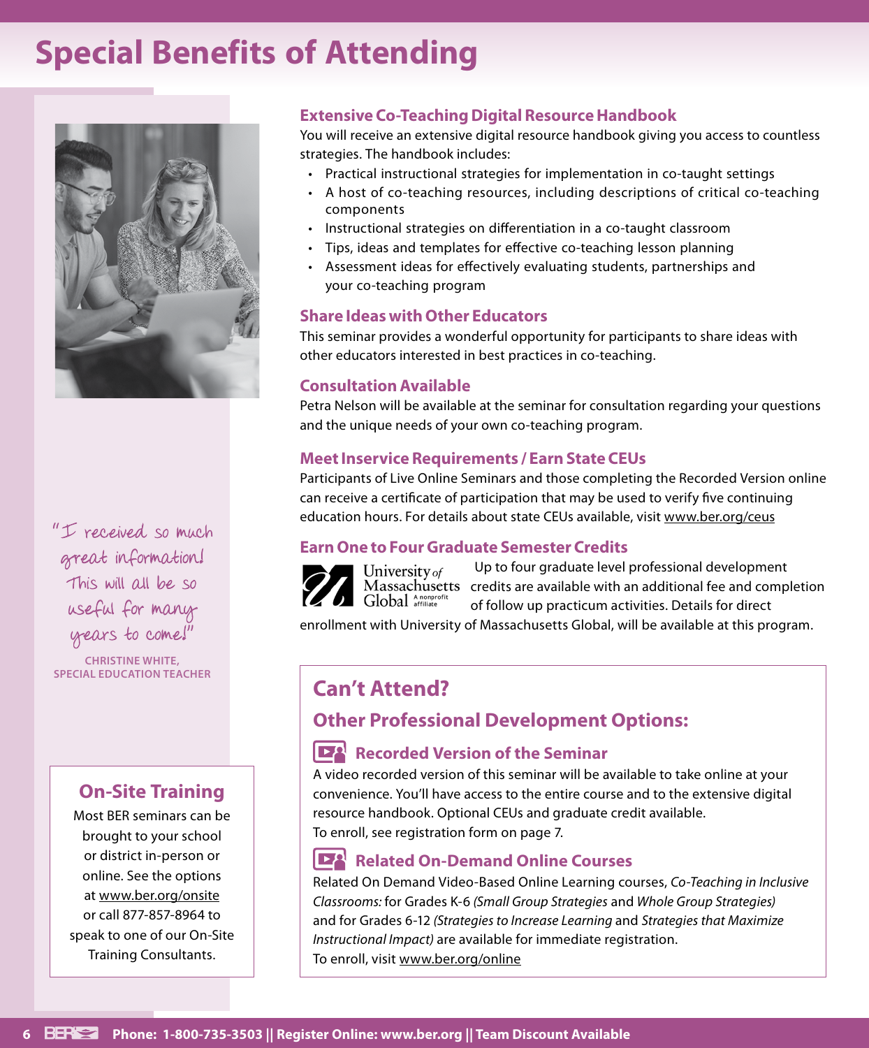# Special Benefits of Attending

"I received so much great information! This will all be so useful for many years to come!"

**CHRISTINE WHITE, SPECIAL EDUCATION TEACHER**

## On-Site Training

Most BER seminars can be brought to your school or district in-person or online. See the options at www.ber.org/onsite or call 877-857-8964 to speak to one of our On-Site Training Consultants.

### Extensive Co-Teaching Digital Resource Handbook

You will receive an extensive digital resource handbook giving you access to countless strategies. The handbook includes:

- Practical instructional strategies for implementation in co-taught settings
- A host of co-teaching resources, including descriptions of critical co-teaching components
- Instructional strategies on differentiation in a co-taught classroom
- Tips, ideas and templates for effective co-teaching lesson planning
- Assessment ideas for effectively evaluating students, partnerships and your co-teaching program

### Share Ideas with Other Educators

This seminar provides a wonderful opportunity for participants to share ideas with other educators interested in best practices in co-teaching.

### Consultation Available

Petra Nelson will be available at the seminar for consultation regarding your questions and the unique needs of your own co-teaching program.

### Meet Inservice Requirements / Earn State CEUs

Participants of Live Online Seminars and those completing the Recorded Version online can receive a certificate of participation that may be used to verify five continuing education hours. For details about state CEUs available, visit www.ber.org/ceus

### Earn One to Four Graduate Semester Credits

University of Massachusetts Global A nonprofit affiliate

Up to four graduate level professional development credits are available with an additional fee and completion of follow up practicum activities. Details for direct enrollment with University of Massachusetts Global, will be available at this program.

## Can't Attend?

## Other Professional Development Options:

### Recorded Version of the Seminar

A video recorded version of this seminar will be available to take online at your convenience. You'll have access to the entire course and to the extensive digital resource handbook. Optional CEUs and graduate credit available.
To enroll, see registration form on page 7.

### Related On-Demand Online Courses

Related On Demand Video-Based Online Learning courses, *Co-Teaching in Inclusive Classrooms:* for Grades K-6 *(Small Group Strategies* and *Whole Group Strategies)* and for Grades 6-12 *(Strategies to Increase Learning* and *Strategies that Maximize Instructional Impact)* are available for immediate registration.
To enroll, visit www.ber.org/online

**Phone: 1-800-735-3503 || Register Online: www.ber.org || Team Discount Available**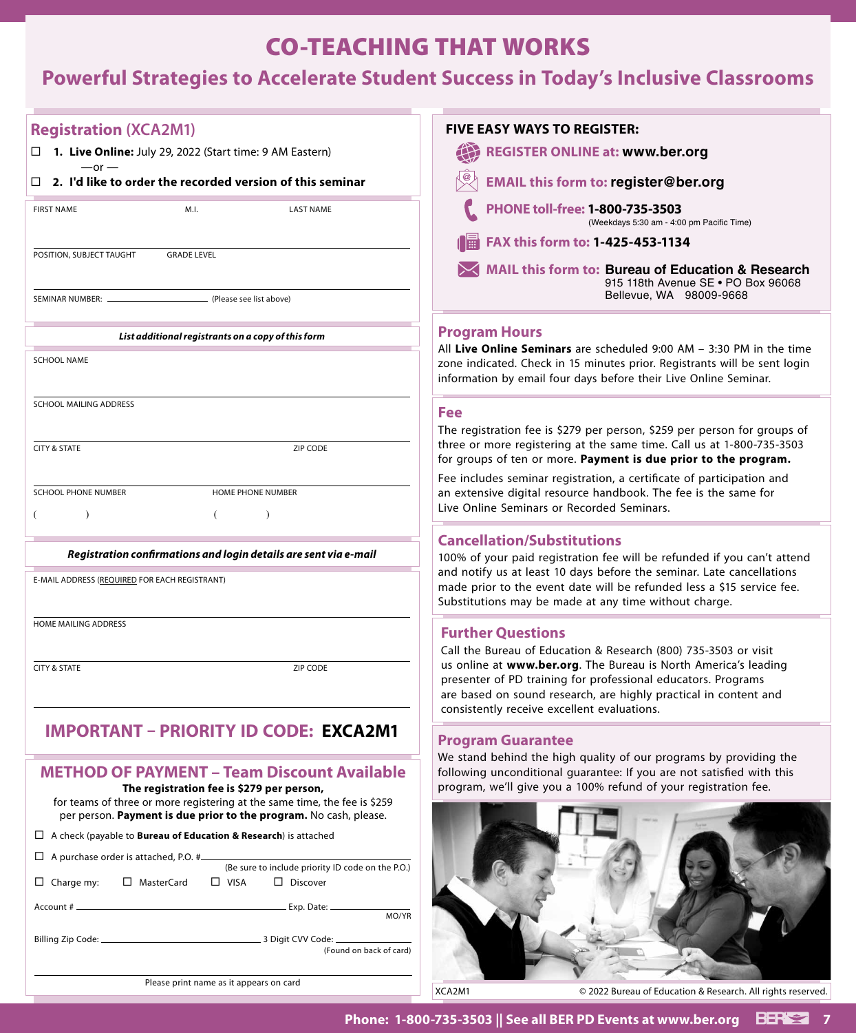# CO-TEACHING THAT WORKS

## Powerful Strategies to Accelerate Student Success in Today's Inclusive Classrooms

## Registration (XCA2M1)

☐ **1. Live Online:** July 29, 2022 (Start time: 9 AM Eastern)

—or —

☐ **2. I'd like to order the recorded version of this seminar**

FIRST NAME M.I. LAST NAME

POSITION, SUBJECT TAUGHT GRADE LEVEL

SEMINAR NUMBER: ______________ (Please see list above)

***List additional registrants on a copy of this form***

SCHOOL NAME

SCHOOL MAILING ADDRESS

CITY & STATE ZIP CODE

SCHOOL PHONE NUMBER HOME PHONE NUMBER

( ) ( )

***Registration confirmations and login details are sent via e-mail***

E-MAIL ADDRESS (REQUIRED FOR EACH REGISTRANT)

HOME MAILING ADDRESS

CITY & STATE ZIP CODE

## IMPORTANT – PRIORITY ID CODE: **EXCA2M1**

## METHOD OF PAYMENT – Team Discount Available

**The registration fee is $279 per person,**
for teams of three or more registering at the same time, the fee is $259 per person. **Payment is due prior to the program.** No cash, please.

☐ A check (payable to **Bureau of Education & Research**) is attached

☐ A purchase order is attached, P.O. # ______________
(Be sure to include priority ID code on the P.O.)

☐ Charge my: ☐ MasterCard ☐ VISA ☐ Discover

Account # ______________ Exp. Date: ______________ MO/YR

Billing Zip Code: ______________ 3 Digit CVV Code: ______________ (Found on back of card)

Please print name as it appears on card

## FIVE EASY WAYS TO REGISTER:

- **REGISTER ONLINE at: www.ber.org**
- **EMAIL this form to: register@ber.org**
- **PHONE toll-free: 1-800-735-3503** (Weekdays 5:30 am - 4:00 pm Pacific Time)
- **FAX this form to: 1-425-453-1134**
- **MAIL this form to: Bureau of Education & Research**
  915 118th Avenue SE • PO Box 96068
  Bellevue, WA 98009-9668

## Program Hours

All **Live Online Seminars** are scheduled 9:00 AM – 3:30 PM in the time zone indicated. Check in 15 minutes prior. Registrants will be sent login information by email four days before their Live Online Seminar.

## Fee

The registration fee is $279 per person, $259 per person for groups of three or more registering at the same time. Call us at 1-800-735-3503 for groups of ten or more. **Payment is due prior to the program.**

Fee includes seminar registration, a certificate of participation and an extensive digital resource handbook. The fee is the same for Live Online Seminars or Recorded Seminars.

## Cancellation/Substitutions

100% of your paid registration fee will be refunded if you can't attend and notify us at least 10 days before the seminar. Late cancellations made prior to the event date will be refunded less a $15 service fee. Substitutions may be made at any time without charge.

## Further Questions

Call the Bureau of Education & Research (800) 735-3503 or visit us online at **www.ber.org**. The Bureau is North America's leading presenter of PD training for professional educators. Programs are based on sound research, are highly practical in content and consistently receive excellent evaluations.

## Program Guarantee

We stand behind the high quality of our programs by providing the following unconditional guarantee: If you are not satisfied with this program, we'll give you a 100% refund of your registration fee.

XCA2M1 © 2022 Bureau of Education & Research. All rights reserved.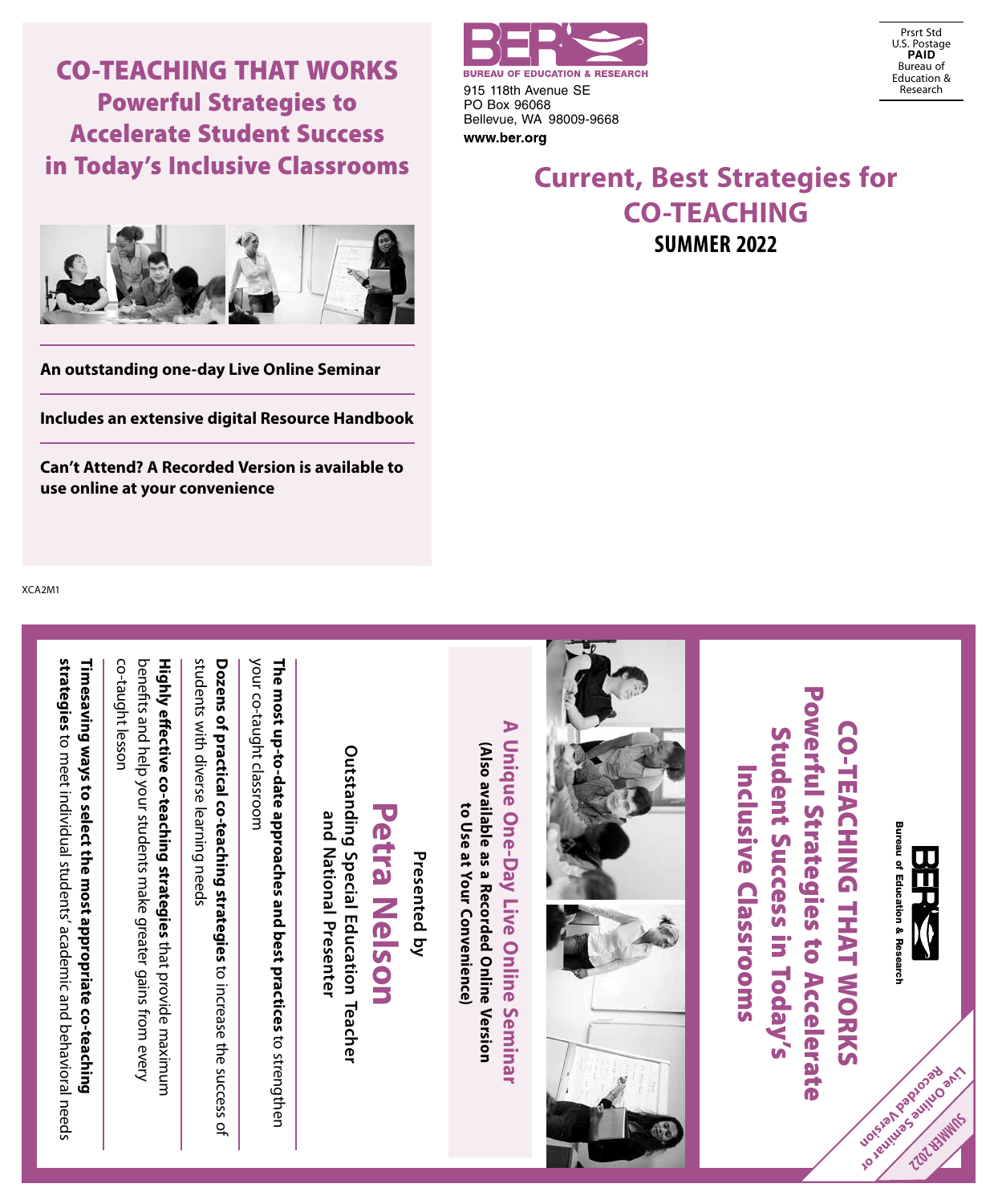# CO-TEACHING THAT WORKS

## Powerful Strategies to Accelerate Student Success in Today's Inclusive Classrooms

**An outstanding one-day Live Online Seminar**

**Includes an extensive digital Resource Handbook**

**Can't Attend? A Recorded Version is available to use online at your convenience**

XCA2M1

BER BUREAU OF EDUCATION & RESEARCH

915 118th Avenue SE
PO Box 96068
Bellevue, WA 98009-9668
**www.ber.org**

Prsrt Std
U.S. Postage
**PAID**
Bureau of
Education &
Research

## Current, Best Strategies for CO-TEACHING

**SUMMER 2022**

BER Bureau of Education & Research

Live Online Seminar or Recorded Version
SUMMER 2022

# CO-TEACHING THAT WORKS

## Powerful Strategies to Accelerate Student Success in Today's Inclusive Classrooms

**A Unique One-Day Live Online Seminar**

**(Also available as a Recorded Online Version to Use at Your Convenience)**

Presented by

## Petra Nelson

**Outstanding Special Education Teacher and National Presenter**

- **The most up-to-date approaches and best practices** to strengthen your co-taught classroom
- **Dozens of practical co-teaching strategies** to increase the success of students with diverse learning needs
- **Highly effective co-teaching strategies** that provide maximum benefits and help your students make greater gains from every co-taught lesson
- **Timesaving ways to select the most appropriate co-teaching strategies** to meet individual students' academic and behavioral needs